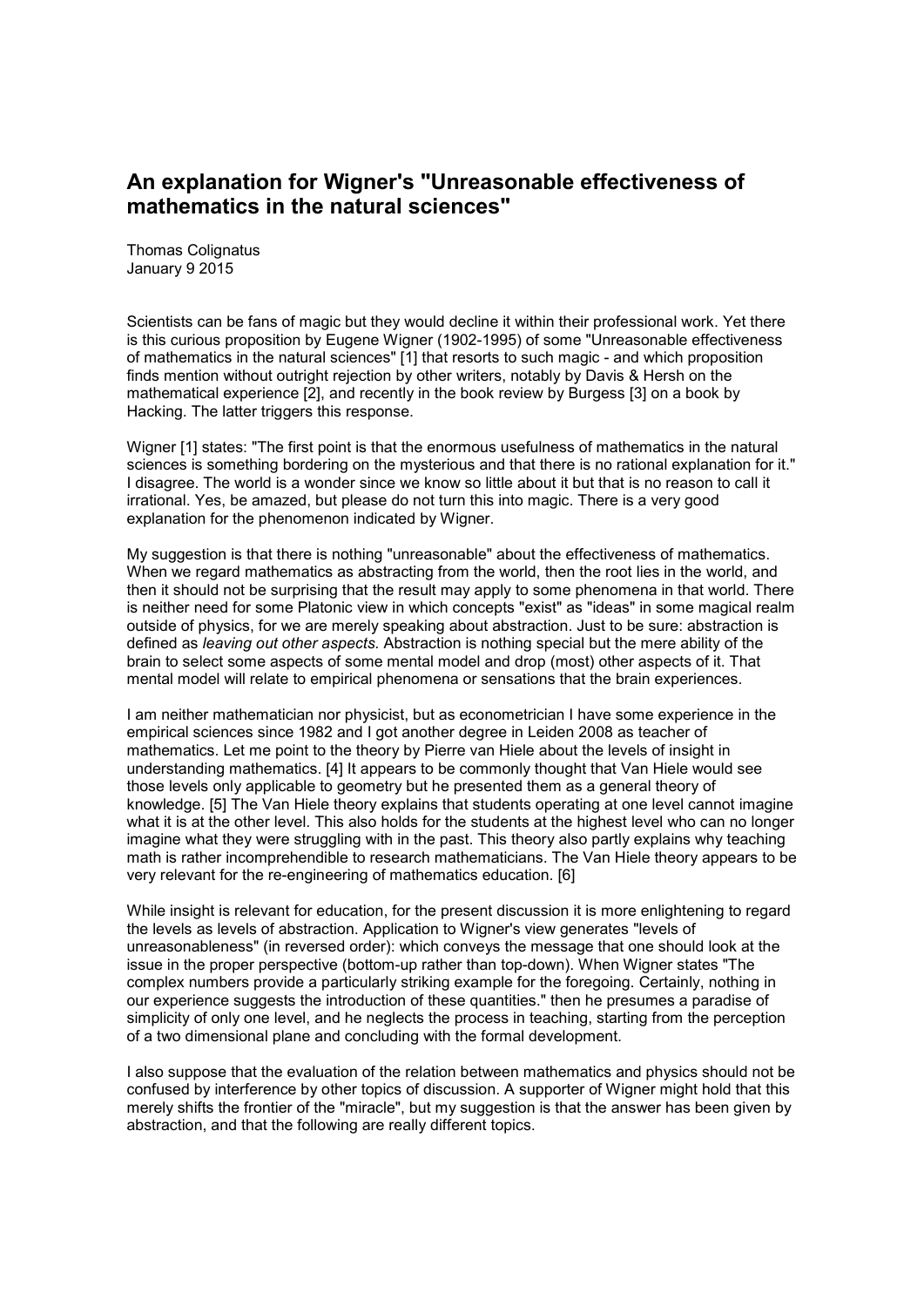## An explanation for Wigner's "Unreasonable effectiveness of mathematics in the natural sciences"

Thomas Colignatus
January 9 2015

Scientists can be fans of magic but they would decline it within their professional work. Yet there is this curious proposition by Eugene Wigner (1902-1995) of some "Unreasonable effectiveness of mathematics in the natural sciences" [1] that resorts to such magic - and which proposition finds mention without outright rejection by other writers, notably by Davis & Hersh on the mathematical experience [2], and recently in the book review by Burgess [3] on a book by Hacking. The latter triggers this response.

Wigner [1] states: "The first point is that the enormous usefulness of mathematics in the natural sciences is something bordering on the mysterious and that there is no rational explanation for it." I disagree. The world is a wonder since we know so little about it but that is no reason to call it irrational. Yes, be amazed, but please do not turn this into magic. There is a very good explanation for the phenomenon indicated by Wigner.

My suggestion is that there is nothing "unreasonable" about the effectiveness of mathematics. When we regard mathematics as abstracting from the world, then the root lies in the world, and then it should not be surprising that the result may apply to some phenomena in that world. There is neither need for some Platonic view in which concepts "exist" as "ideas" in some magical realm outside of physics, for we are merely speaking about abstraction. Just to be sure: abstraction is defined as *leaving out other aspects.* Abstraction is nothing special but the mere ability of the brain to select some aspects of some mental model and drop (most) other aspects of it. That mental model will relate to empirical phenomena or sensations that the brain experiences.

I am neither mathematician nor physicist, but as econometrician I have some experience in the empirical sciences since 1982 and I got another degree in Leiden 2008 as teacher of mathematics. Let me point to the theory by Pierre van Hiele about the levels of insight in understanding mathematics. [4] It appears to be commonly thought that Van Hiele would see those levels only applicable to geometry but he presented them as a general theory of knowledge. [5] The Van Hiele theory explains that students operating at one level cannot imagine what it is at the other level. This also holds for the students at the highest level who can no longer imagine what they were struggling with in the past. This theory also partly explains why teaching math is rather incomprehendible to research mathematicians. The Van Hiele theory appears to be very relevant for the re-engineering of mathematics education. [6]

While insight is relevant for education, for the present discussion it is more enlightening to regard the levels as levels of abstraction. Application to Wigner's view generates "levels of unreasonableness" (in reversed order): which conveys the message that one should look at the issue in the proper perspective (bottom-up rather than top-down). When Wigner states "The complex numbers provide a particularly striking example for the foregoing. Certainly, nothing in our experience suggests the introduction of these quantities." then he presumes a paradise of simplicity of only one level, and he neglects the process in teaching, starting from the perception of a two dimensional plane and concluding with the formal development.

I also suppose that the evaluation of the relation between mathematics and physics should not be confused by interference by other topics of discussion. A supporter of Wigner might hold that this merely shifts the frontier of the "miracle", but my suggestion is that the answer has been given by abstraction, and that the following are really different topics.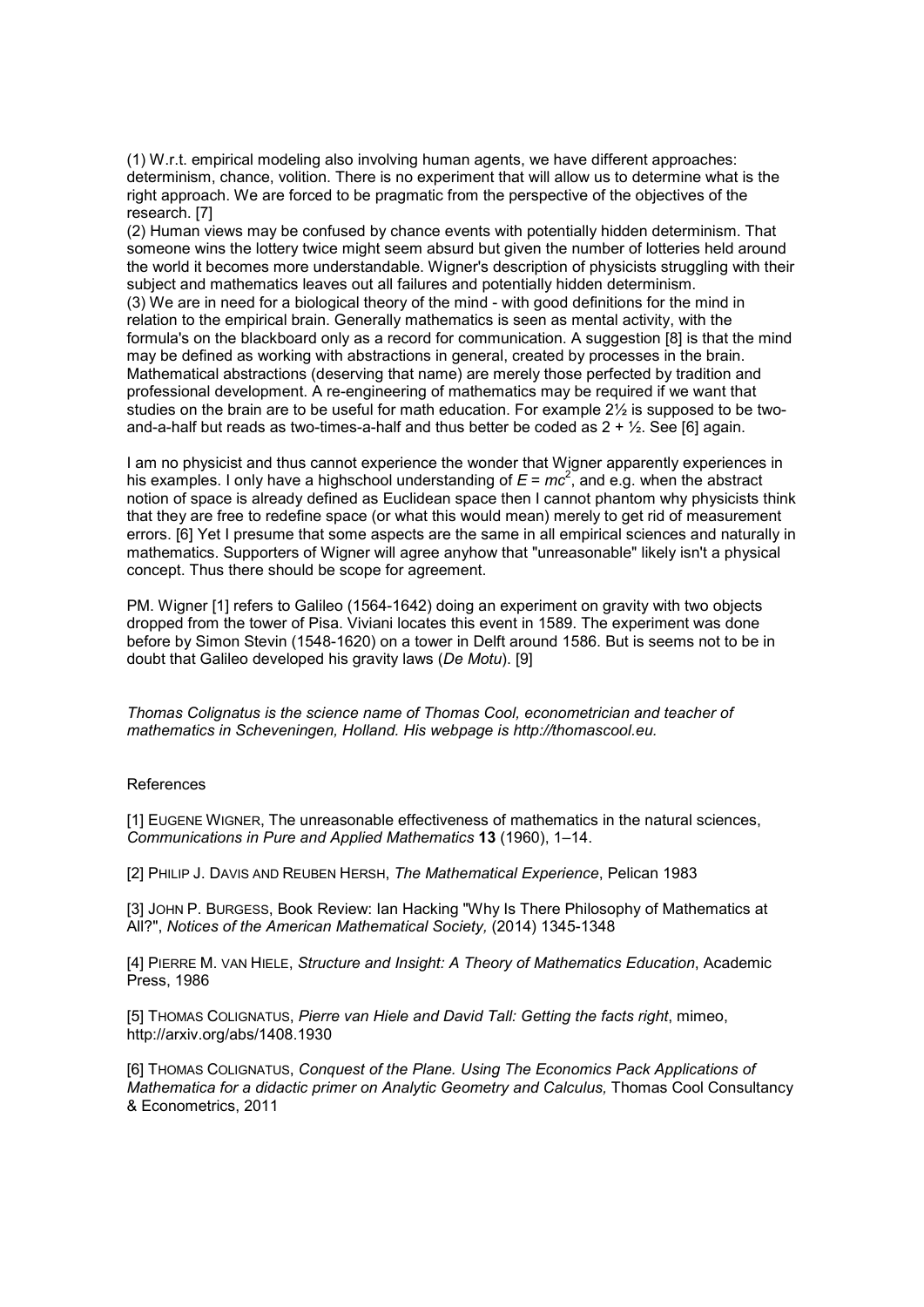(1) W.r.t. empirical modeling also involving human agents, we have different approaches: determinism, chance, volition. There is no experiment that will allow us to determine what is the right approach. We are forced to be pragmatic from the perspective of the objectives of the research. [7]
(2) Human views may be confused by chance events with potentially hidden determinism. That someone wins the lottery twice might seem absurd but given the number of lotteries held around the world it becomes more understandable. Wigner's description of physicists struggling with their subject and mathematics leaves out all failures and potentially hidden determinism.
(3) We are in need for a biological theory of the mind - with good definitions for the mind in relation to the empirical brain. Generally mathematics is seen as mental activity, with the formula's on the blackboard only as a record for communication. A suggestion [8] is that the mind may be defined as working with abstractions in general, created by processes in the brain. Mathematical abstractions (deserving that name) are merely those perfected by tradition and professional development. A re-engineering of mathematics may be required if we want that studies on the brain are to be useful for math education. For example 2½ is supposed to be two-and-a-half but reads as two-times-a-half and thus better be coded as 2 + ½. See [6] again.

I am no physicist and thus cannot experience the wonder that Wigner apparently experiences in his examples. I only have a highschool understanding of $E = mc^2$, and e.g. when the abstract notion of space is already defined as Euclidean space then I cannot phantom why physicists think that they are free to redefine space (or what this would mean) merely to get rid of measurement errors. [6] Yet I presume that some aspects are the same in all empirical sciences and naturally in mathematics. Supporters of Wigner will agree anyhow that "unreasonable" likely isn't a physical concept. Thus there should be scope for agreement.

PM. Wigner [1] refers to Galileo (1564-1642) doing an experiment on gravity with two objects dropped from the tower of Pisa. Viviani locates this event in 1589. The experiment was done before by Simon Stevin (1548-1620) on a tower in Delft around 1586. But is seems not to be in doubt that Galileo developed his gravity laws (*De Motu*). [9]

*Thomas Colignatus is the science name of Thomas Cool, econometrician and teacher of mathematics in Scheveningen, Holland. His webpage is http://thomascool.eu.*

References

[1] EUGENE WIGNER, The unreasonable effectiveness of mathematics in the natural sciences, *Communications in Pure and Applied Mathematics* **13** (1960), 1–14.

[2] PHILIP J. DAVIS AND REUBEN HERSH, *The Mathematical Experience*, Pelican 1983

[3] JOHN P. BURGESS, Book Review: Ian Hacking "Why Is There Philosophy of Mathematics at All?", *Notices of the American Mathematical Society,* (2014) 1345-1348

[4] PIERRE M. VAN HIELE, *Structure and Insight: A Theory of Mathematics Education*, Academic Press, 1986

[5] THOMAS COLIGNATUS, *Pierre van Hiele and David Tall: Getting the facts right*, mimeo, http://arxiv.org/abs/1408.1930

[6] THOMAS COLIGNATUS, *Conquest of the Plane. Using The Economics Pack Applications of Mathematica for a didactic primer on Analytic Geometry and Calculus,* Thomas Cool Consultancy & Econometrics, 2011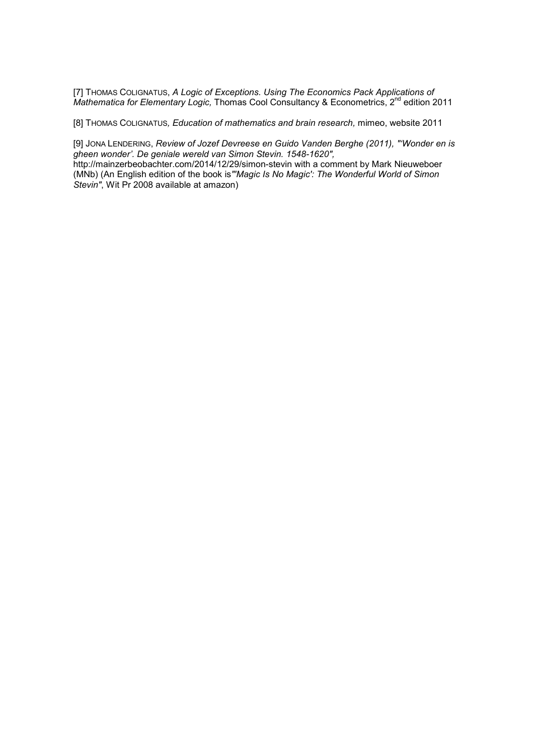[7] THOMAS COLIGNATUS, *A Logic of Exceptions. Using The Economics Pack Applications of Mathematica for Elementary Logic,* Thomas Cool Consultancy & Econometrics, 2nd edition 2011

[8] THOMAS COLIGNATUS*, Education of mathematics and brain research,* mimeo, website 2011

[9] JONA LENDERING, *Review of Jozef Devreese en Guido Vanden Berghe (2011), "'Wonder en is gheen wonder'. De geniale wereld van Simon Stevin. 1548-1620",* http://mainzerbeobachter.com/2014/12/29/simon-stevin with a comment by Mark Nieuweboer (MNb) (An English edition of the book is *"'Magic Is No Magic': The Wonderful World of Simon Stevin"*, Wit Pr 2008 available at amazon)